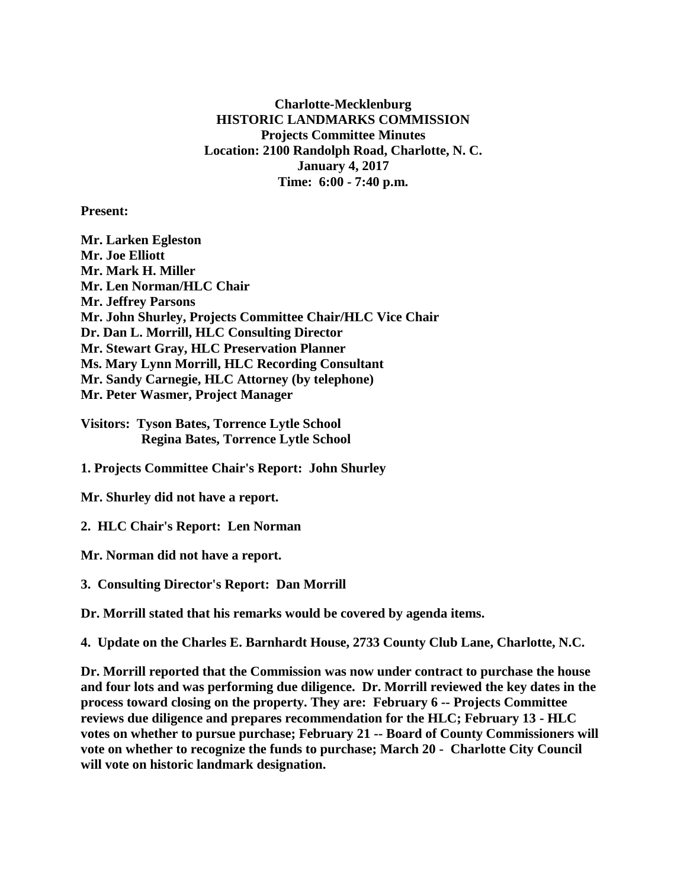**Charlotte-Mecklenburg**
**HISTORIC LANDMARKS COMMISSION**
**Projects Committee Minutes**
**Location: 2100 Randolph Road, Charlotte, N. C.**
**January 4, 2017**
**Time: 6:00 - 7:40 p.m.**

**Present:**

**Mr. Larken Egleston**
**Mr. Joe Elliott**
**Mr. Mark H. Miller**
**Mr. Len Norman/HLC Chair**
**Mr. Jeffrey Parsons**
**Mr. John Shurley, Projects Committee Chair/HLC Vice Chair**
**Dr. Dan L. Morrill, HLC Consulting Director**
**Mr. Stewart Gray, HLC Preservation Planner**
**Ms. Mary Lynn Morrill, HLC Recording Consultant**
**Mr. Sandy Carnegie, HLC Attorney (by telephone)**
**Mr. Peter Wasmer, Project Manager**

**Visitors: Tyson Bates, Torrence Lytle School**
**Regina Bates, Torrence Lytle School**

**1. Projects Committee Chair's Report: John Shurley**

**Mr. Shurley did not have a report.**

**2. HLC Chair's Report: Len Norman**

**Mr. Norman did not have a report.**

**3. Consulting Director's Report: Dan Morrill**

**Dr. Morrill stated that his remarks would be covered by agenda items.**

**4. Update on the Charles E. Barnhardt House, 2733 County Club Lane, Charlotte, N.C.**

**Dr. Morrill reported that the Commission was now under contract to purchase the house and four lots and was performing due diligence. Dr. Morrill reviewed the key dates in the process toward closing on the property. They are: February 6 -- Projects Committee reviews due diligence and prepares recommendation for the HLC; February 13 - HLC votes on whether to pursue purchase; February 21 -- Board of County Commissioners will vote on whether to recognize the funds to purchase; March 20 - Charlotte City Council will vote on historic landmark designation.**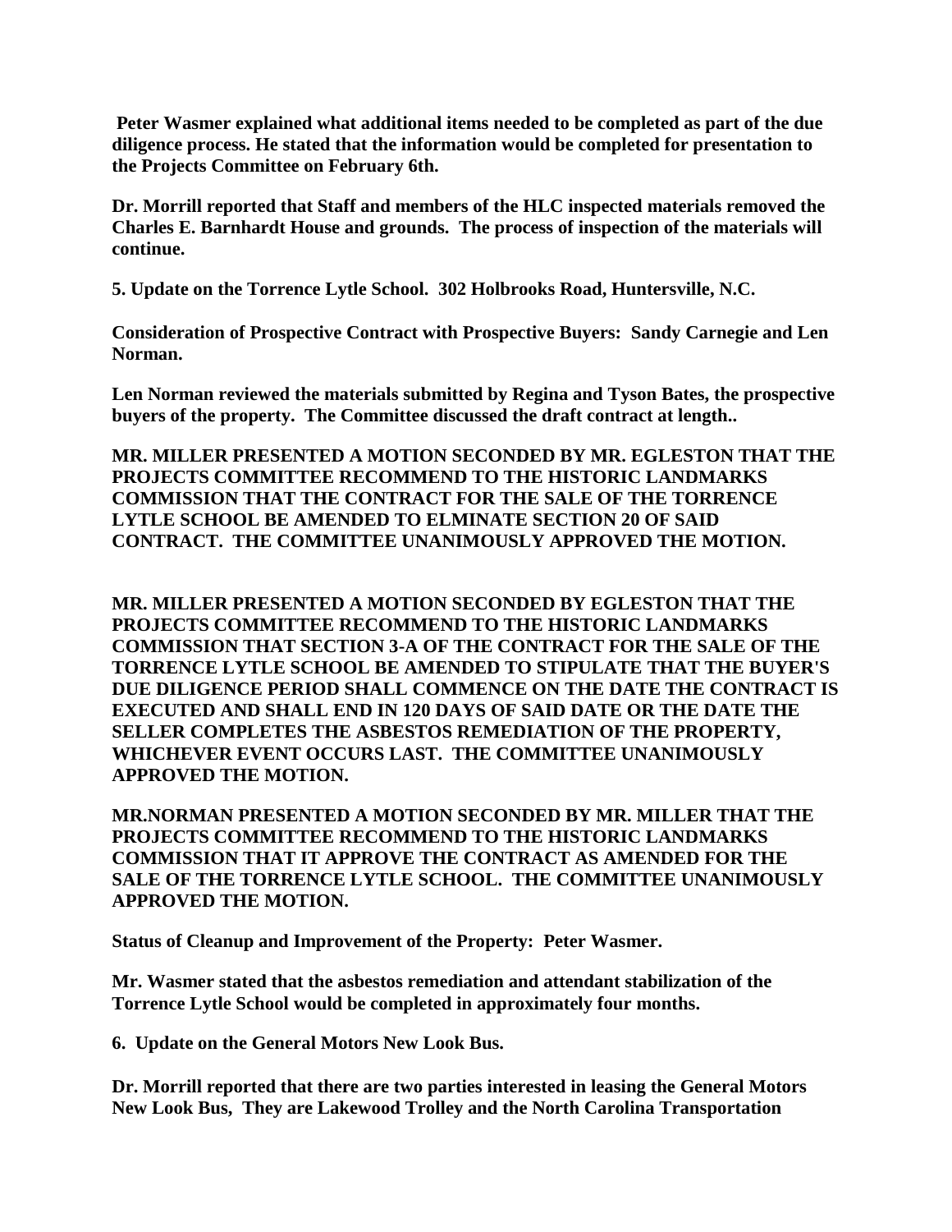**Peter Wasmer explained what additional items needed to be completed as part of the due diligence process. He stated that the information would be completed for presentation to the Projects Committee on February 6th.**

**Dr. Morrill reported that Staff and members of the HLC inspected materials removed the Charles E. Barnhardt House and grounds. The process of inspection of the materials will continue.**

**5. Update on the Torrence Lytle School. 302 Holbrooks Road, Huntersville, N.C.**

**Consideration of Prospective Contract with Prospective Buyers: Sandy Carnegie and Len Norman.**

**Len Norman reviewed the materials submitted by Regina and Tyson Bates, the prospective buyers of the property. The Committee discussed the draft contract at length..**

**MR. MILLER PRESENTED A MOTION SECONDED BY MR. EGLESTON THAT THE PROJECTS COMMITTEE RECOMMEND TO THE HISTORIC LANDMARKS COMMISSION THAT THE CONTRACT FOR THE SALE OF THE TORRENCE LYTLE SCHOOL BE AMENDED TO ELMINATE SECTION 20 OF SAID CONTRACT. THE COMMITTEE UNANIMOUSLY APPROVED THE MOTION.**

**MR. MILLER PRESENTED A MOTION SECONDED BY EGLESTON THAT THE PROJECTS COMMITTEE RECOMMEND TO THE HISTORIC LANDMARKS COMMISSION THAT SECTION 3-A OF THE CONTRACT FOR THE SALE OF THE TORRENCE LYTLE SCHOOL BE AMENDED TO STIPULATE THAT THE BUYER'S DUE DILIGENCE PERIOD SHALL COMMENCE ON THE DATE THE CONTRACT IS EXECUTED AND SHALL END IN 120 DAYS OF SAID DATE OR THE DATE THE SELLER COMPLETES THE ASBESTOS REMEDIATION OF THE PROPERTY, WHICHEVER EVENT OCCURS LAST. THE COMMITTEE UNANIMOUSLY APPROVED THE MOTION.**

**MR.NORMAN PRESENTED A MOTION SECONDED BY MR. MILLER THAT THE PROJECTS COMMITTEE RECOMMEND TO THE HISTORIC LANDMARKS COMMISSION THAT IT APPROVE THE CONTRACT AS AMENDED FOR THE SALE OF THE TORRENCE LYTLE SCHOOL. THE COMMITTEE UNANIMOUSLY APPROVED THE MOTION.**

**Status of Cleanup and Improvement of the Property: Peter Wasmer.**

**Mr. Wasmer stated that the asbestos remediation and attendant stabilization of the Torrence Lytle School would be completed in approximately four months.**

**6. Update on the General Motors New Look Bus.**

**Dr. Morrill reported that there are two parties interested in leasing the General Motors New Look Bus, They are Lakewood Trolley and the North Carolina Transportation**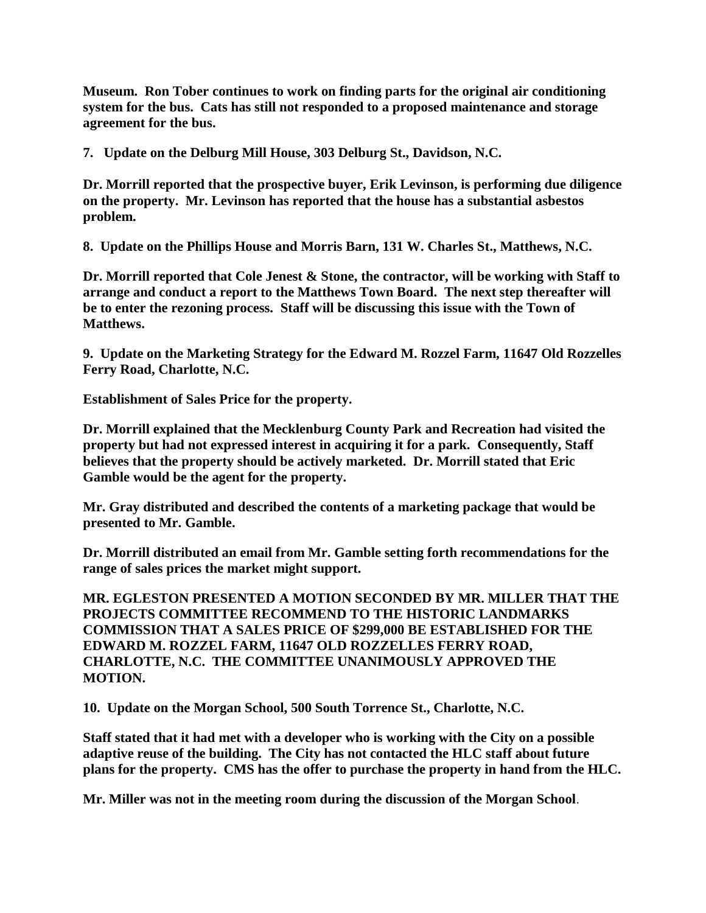**Museum. Ron Tober continues to work on finding parts for the original air conditioning system for the bus. Cats has still not responded to a proposed maintenance and storage agreement for the bus.**

**7. Update on the Delburg Mill House, 303 Delburg St., Davidson, N.C.**

**Dr. Morrill reported that the prospective buyer, Erik Levinson, is performing due diligence on the property. Mr. Levinson has reported that the house has a substantial asbestos problem.**

**8. Update on the Phillips House and Morris Barn, 131 W. Charles St., Matthews, N.C.**

**Dr. Morrill reported that Cole Jenest & Stone, the contractor, will be working with Staff to arrange and conduct a report to the Matthews Town Board. The next step thereafter will be to enter the rezoning process. Staff will be discussing this issue with the Town of Matthews.**

**9. Update on the Marketing Strategy for the Edward M. Rozzel Farm, 11647 Old Rozzelles Ferry Road, Charlotte, N.C.**

**Establishment of Sales Price for the property.**

**Dr. Morrill explained that the Mecklenburg County Park and Recreation had visited the property but had not expressed interest in acquiring it for a park. Consequently, Staff believes that the property should be actively marketed. Dr. Morrill stated that Eric Gamble would be the agent for the property.**

**Mr. Gray distributed and described the contents of a marketing package that would be presented to Mr. Gamble.**

**Dr. Morrill distributed an email from Mr. Gamble setting forth recommendations for the range of sales prices the market might support.**

**MR. EGLESTON PRESENTED A MOTION SECONDED BY MR. MILLER THAT THE PROJECTS COMMITTEE RECOMMEND TO THE HISTORIC LANDMARKS COMMISSION THAT A SALES PRICE OF $299,000 BE ESTABLISHED FOR THE EDWARD M. ROZZEL FARM, 11647 OLD ROZZELLES FERRY ROAD, CHARLOTTE, N.C. THE COMMITTEE UNANIMOUSLY APPROVED THE MOTION.**

**10. Update on the Morgan School, 500 South Torrence St., Charlotte, N.C.**

**Staff stated that it had met with a developer who is working with the City on a possible adaptive reuse of the building. The City has not contacted the HLC staff about future plans for the property. CMS has the offer to purchase the property in hand from the HLC.**

**Mr. Miller was not in the meeting room during the discussion of the Morgan School**.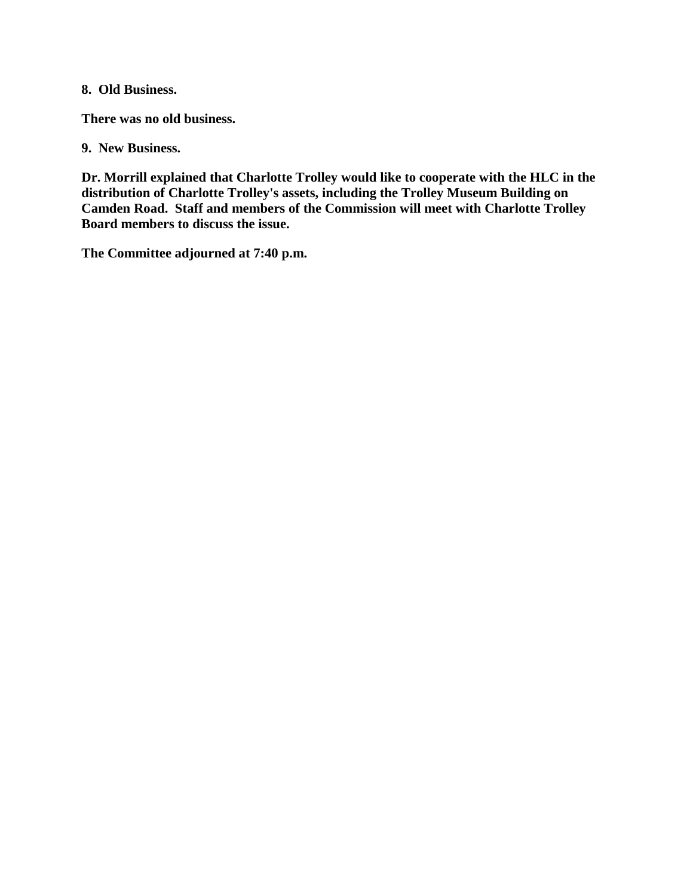**8. Old Business.**

**There was no old business.**

**9. New Business.**

**Dr. Morrill explained that Charlotte Trolley would like to cooperate with the HLC in the distribution of Charlotte Trolley's assets, including the Trolley Museum Building on Camden Road. Staff and members of the Commission will meet with Charlotte Trolley Board members to discuss the issue.**

**The Committee adjourned at 7:40 p.m.**